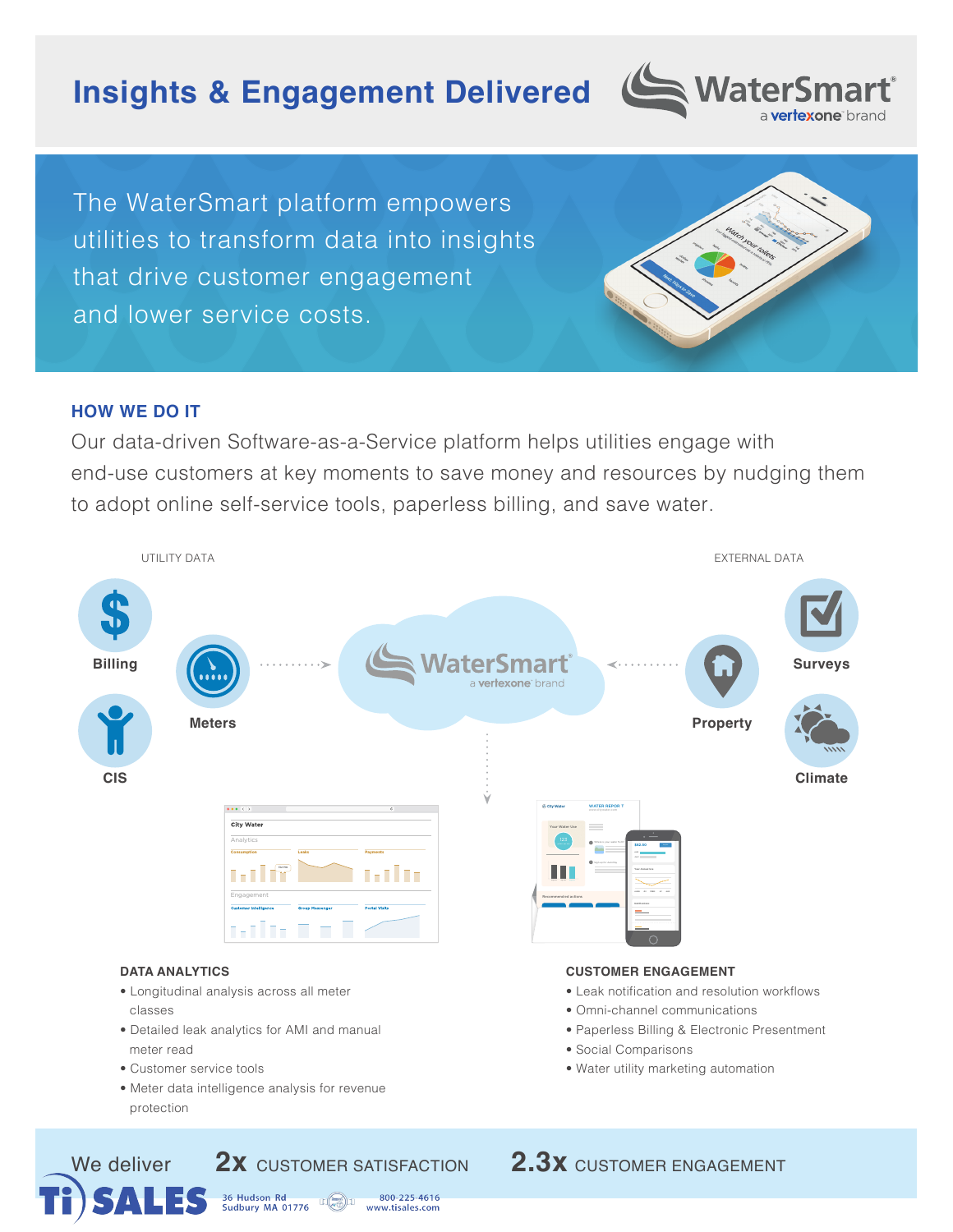# Insights & Engagement Delivered

WaterSmart® a vertexone brand

The WaterSmart platform empowers utilities to transform data into insights that drive customer engagement and lower service costs.

## HOW WE DO IT

Our data-driven Software-as-a-Service platform helps utilities engage with end-use customers at key moments to save money and resources by nudging them to adopt online self-service tools, paperless billing, and save water.

UTILITY DATA

- Billing
- Meters
- CIS

EXTERNAL DATA

- Surveys
- Property
- Climate

### DATA ANALYTICS

- Longitudinal analysis across all meter classes
- Detailed leak analytics for AMI and manual meter read
- Customer service tools
- Meter data intelligence analysis for revenue protection

### CUSTOMER ENGAGEMENT

- Leak notification and resolution workflows
- Omni-channel communications
- Paperless Billing & Electronic Presentment
- Social Comparisons
- Water utility marketing automation

We deliver **2x** CUSTOMER SATISFACTION **2.3x** CUSTOMER ENGAGEMENT

Ti SALES 36 Hudson Rd Sudbury MA 01776 800-225-4616 www.tisales.com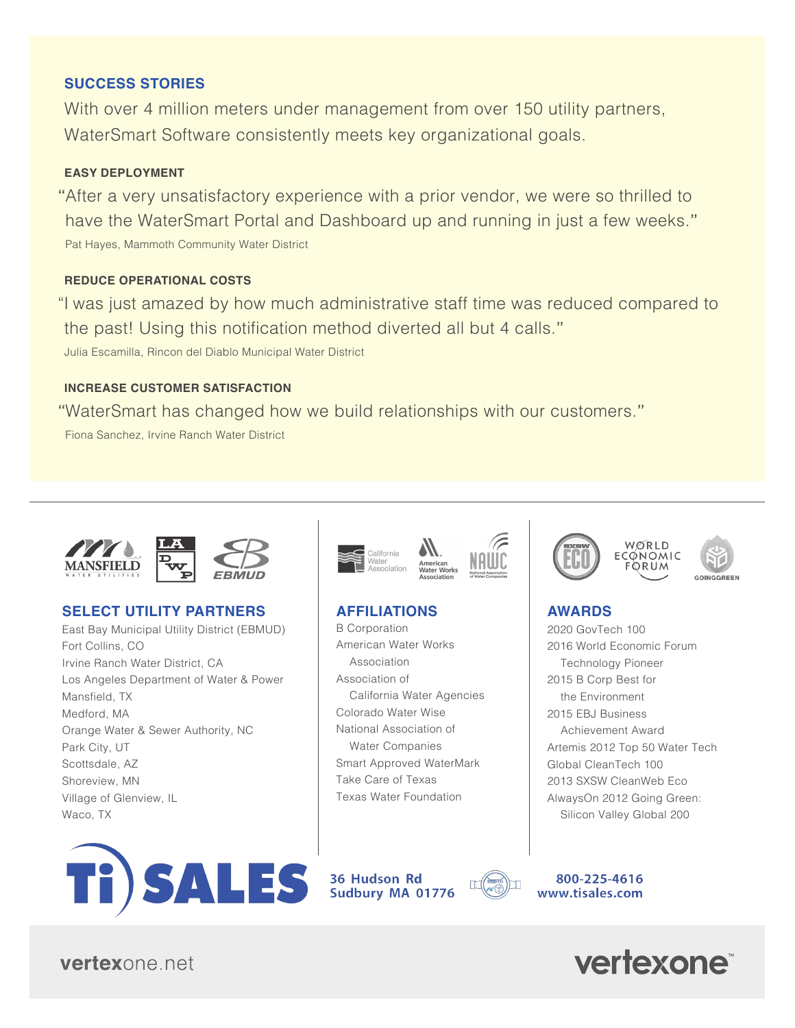## SUCCESS STORIES

With over 4 million meters under management from over 150 utility partners, WaterSmart Software consistently meets key organizational goals.

### EASY DEPLOYMENT

"After a very unsatisfactory experience with a prior vendor, we were so thrilled to have the WaterSmart Portal and Dashboard up and running in just a few weeks."

Pat Hayes, Mammoth Community Water District

### REDUCE OPERATIONAL COSTS

"I was just amazed by how much administrative staff time was reduced compared to the past! Using this notification method diverted all but 4 calls."

Julia Escamilla, Rincon del Diablo Municipal Water District

### INCREASE CUSTOMER SATISFACTION

"WaterSmart has changed how we build relationships with our customers."

Fiona Sanchez, Irvine Ranch Water District

---

## SELECT UTILITY PARTNERS

East Bay Municipal Utility District (EBMUD)
Fort Collins, CO
Irvine Ranch Water District, CA
Los Angeles Department of Water & Power
Mansfield, TX
Medford, MA
Orange Water & Sewer Authority, NC
Park City, UT
Scottsdale, AZ
Shoreview, MN
Village of Glenview, IL
Waco, TX

## AFFILIATIONS

B Corporation
American Water Works Association
Association of California Water Agencies
Colorado Water Wise
National Association of Water Companies
Smart Approved WaterMark
Take Care of Texas
Texas Water Foundation

## AWARDS

2020 GovTech 100
2016 World Economic Forum Technology Pioneer
2015 B Corp Best for the Environment
2015 EBJ Business Achievement Award
Artemis 2012 Top 50 Water Tech
Global CleanTech 100
2013 SXSW CleanWeb Eco
AlwaysOn 2012 Going Green: Silicon Valley Global 200

**Ti SALES**
36 Hudson Rd
Sudbury MA 01776
800-225-4616
www.tisales.com

**vertex**one.net

vertexone™